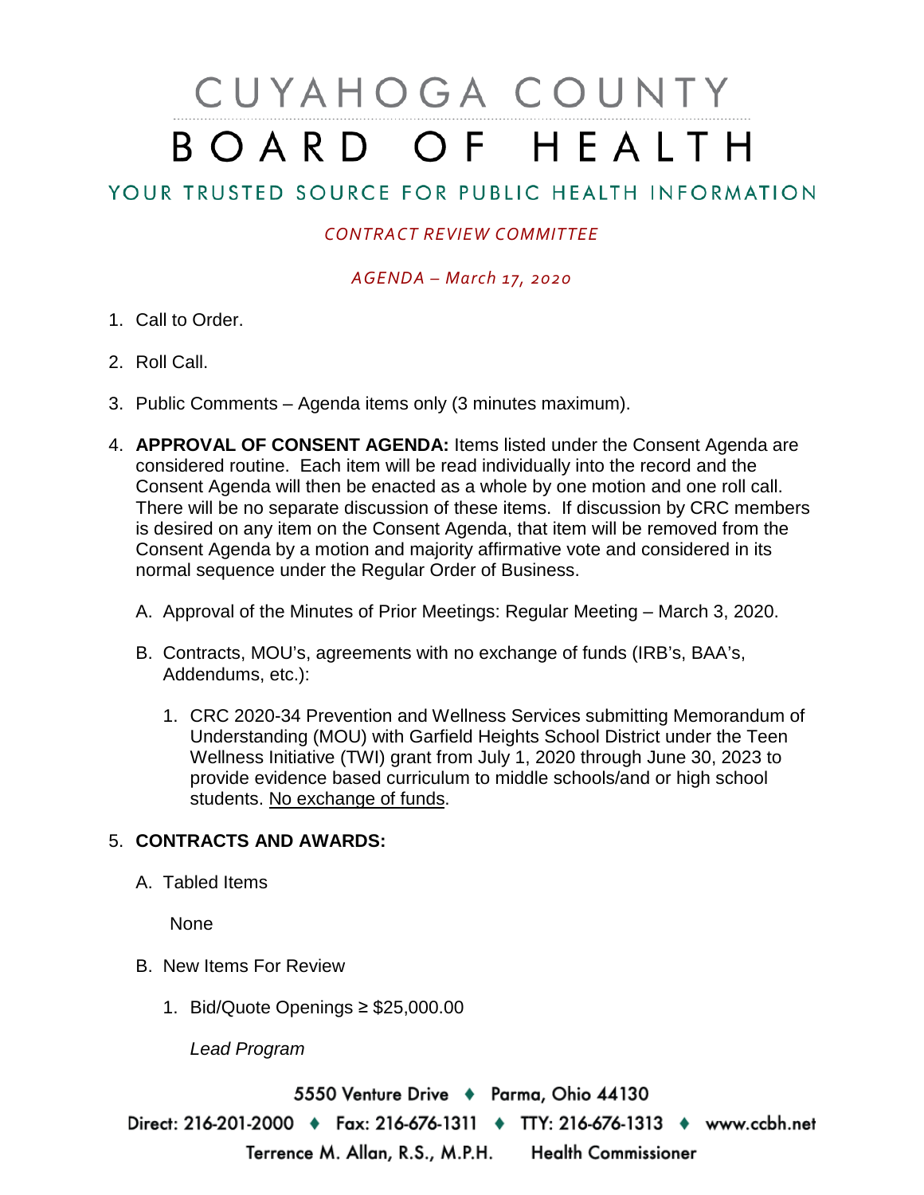# CUYAHOGA COUNTY BOARD OF HEALTH

YOUR TRUSTED SOURCE FOR PUBLIC HEALTH INFORMATION

*CONTRACT REVIEW COMMITTEE*

*AGENDA – March 17, 2020*

1. Call to Order.

2. Roll Call.

3. Public Comments – Agenda items only (3 minutes maximum).

4. **APPROVAL OF CONSENT AGENDA:** Items listed under the Consent Agenda are considered routine. Each item will be read individually into the record and the Consent Agenda will then be enacted as a whole by one motion and one roll call. There will be no separate discussion of these items. If discussion by CRC members is desired on any item on the Consent Agenda, that item will be removed from the Consent Agenda by a motion and majority affirmative vote and considered in its normal sequence under the Regular Order of Business.

   A. Approval of the Minutes of Prior Meetings: Regular Meeting – March 3, 2020.

   B. Contracts, MOU's, agreements with no exchange of funds (IRB's, BAA's, Addendums, etc.):

      1. CRC 2020-34 Prevention and Wellness Services submitting Memorandum of Understanding (MOU) with Garfield Heights School District under the Teen Wellness Initiative (TWI) grant from July 1, 2020 through June 30, 2023 to provide evidence based curriculum to middle schools/and or high school students. <u>No exchange of funds</u>.

5. **CONTRACTS AND AWARDS:**

   A. Tabled Items

      None

   B. New Items For Review

      1. Bid/Quote Openings ≥ $25,000.00

         *Lead Program*

5550 Venture Drive ♦ Parma, Ohio 44130
Direct: 216-201-2000 ♦ Fax: 216-676-1311 ♦ TTY: 216-676-1313 ♦ www.ccbh.net
Terrence M. Allan, R.S., M.P.H. Health Commissioner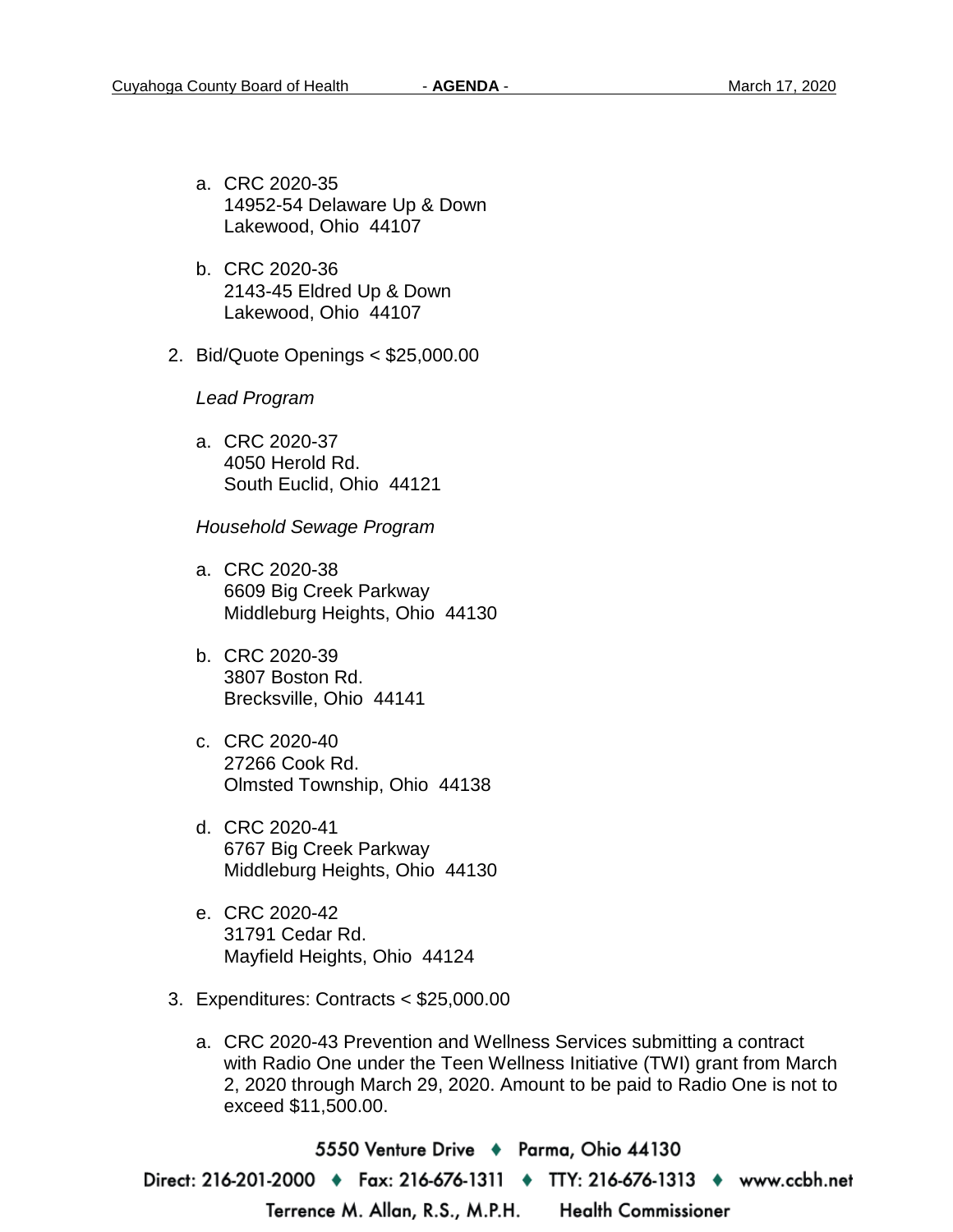a. CRC 2020-35
   14952-54 Delaware Up & Down
   Lakewood, Ohio 44107

b. CRC 2020-36
   2143-45 Eldred Up & Down
   Lakewood, Ohio 44107

2. Bid/Quote Openings < $25,000.00

   *Lead Program*

   a. CRC 2020-37
      4050 Herold Rd.
      South Euclid, Ohio 44121

   *Household Sewage Program*

   a. CRC 2020-38
      6609 Big Creek Parkway
      Middleburg Heights, Ohio 44130

   b. CRC 2020-39
      3807 Boston Rd.
      Brecksville, Ohio 44141

   c. CRC 2020-40
      27266 Cook Rd.
      Olmsted Township, Ohio 44138

   d. CRC 2020-41
      6767 Big Creek Parkway
      Middleburg Heights, Ohio 44130

   e. CRC 2020-42
      31791 Cedar Rd.
      Mayfield Heights, Ohio 44124

3. Expenditures: Contracts < $25,000.00

   a. CRC 2020-43 Prevention and Wellness Services submitting a contract with Radio One under the Teen Wellness Initiative (TWI) grant from March 2, 2020 through March 29, 2020. Amount to be paid to Radio One is not to exceed $11,500.00.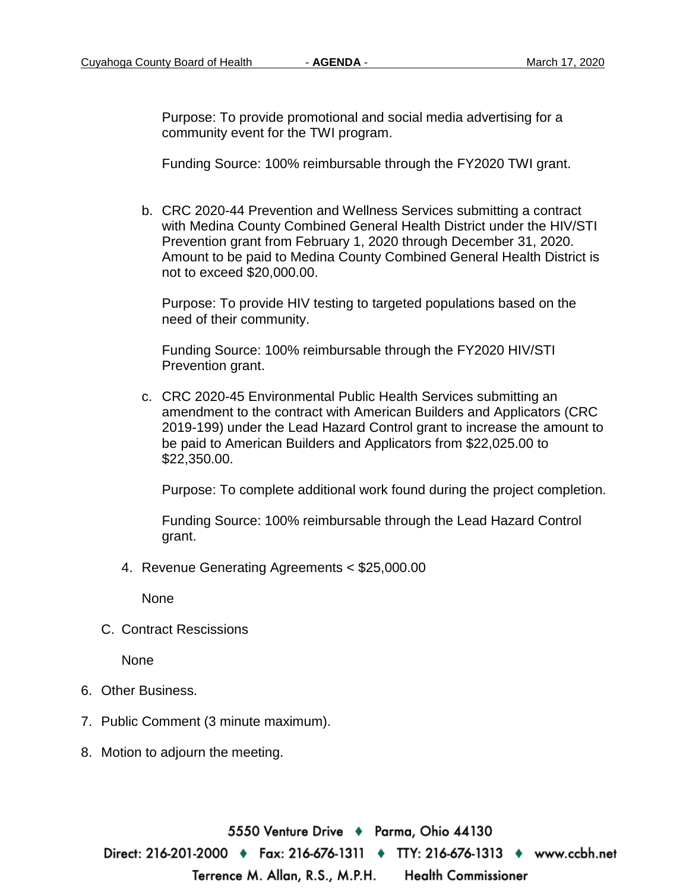Purpose: To provide promotional and social media advertising for a community event for the TWI program.

Funding Source: 100% reimbursable through the FY2020 TWI grant.

b. CRC 2020-44 Prevention and Wellness Services submitting a contract with Medina County Combined General Health District under the HIV/STI Prevention grant from February 1, 2020 through December 31, 2020. Amount to be paid to Medina County Combined General Health District is not to exceed $20,000.00.

   Purpose: To provide HIV testing to targeted populations based on the need of their community.

   Funding Source: 100% reimbursable through the FY2020 HIV/STI Prevention grant.

c. CRC 2020-45 Environmental Public Health Services submitting an amendment to the contract with American Builders and Applicators (CRC 2019-199) under the Lead Hazard Control grant to increase the amount to be paid to American Builders and Applicators from $22,025.00 to $22,350.00.

   Purpose: To complete additional work found during the project completion.

   Funding Source: 100% reimbursable through the Lead Hazard Control grant.

4. Revenue Generating Agreements < $25,000.00

   None

C. Contract Rescissions

   None

6. Other Business.

7. Public Comment (3 minute maximum).

8. Motion to adjourn the meeting.

5550 Venture Drive ♦ Parma, Ohio 44130

Direct: 216-201-2000 ♦ Fax: 216-676-1311 ♦ TTY: 216-676-1313 ♦ www.ccbh.net

Terrence M. Allan, R.S., M.P.H. Health Commissioner